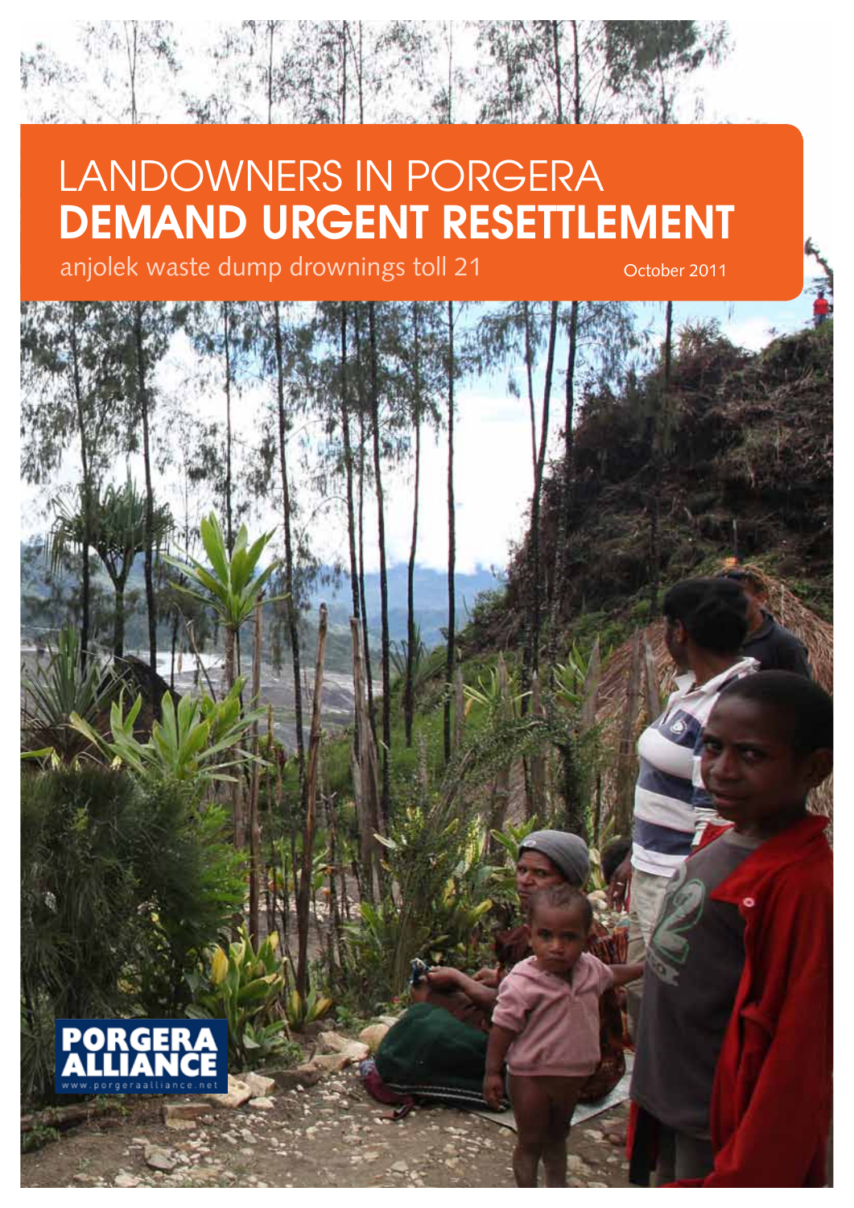# LANDOWNERS IN PORGERA **DEMAND URGENT RESETTLEMENT**

anjolek waste dump drownings toll 21

October 2011

PORGERA ALLIANCE

www.porgeraalliance.net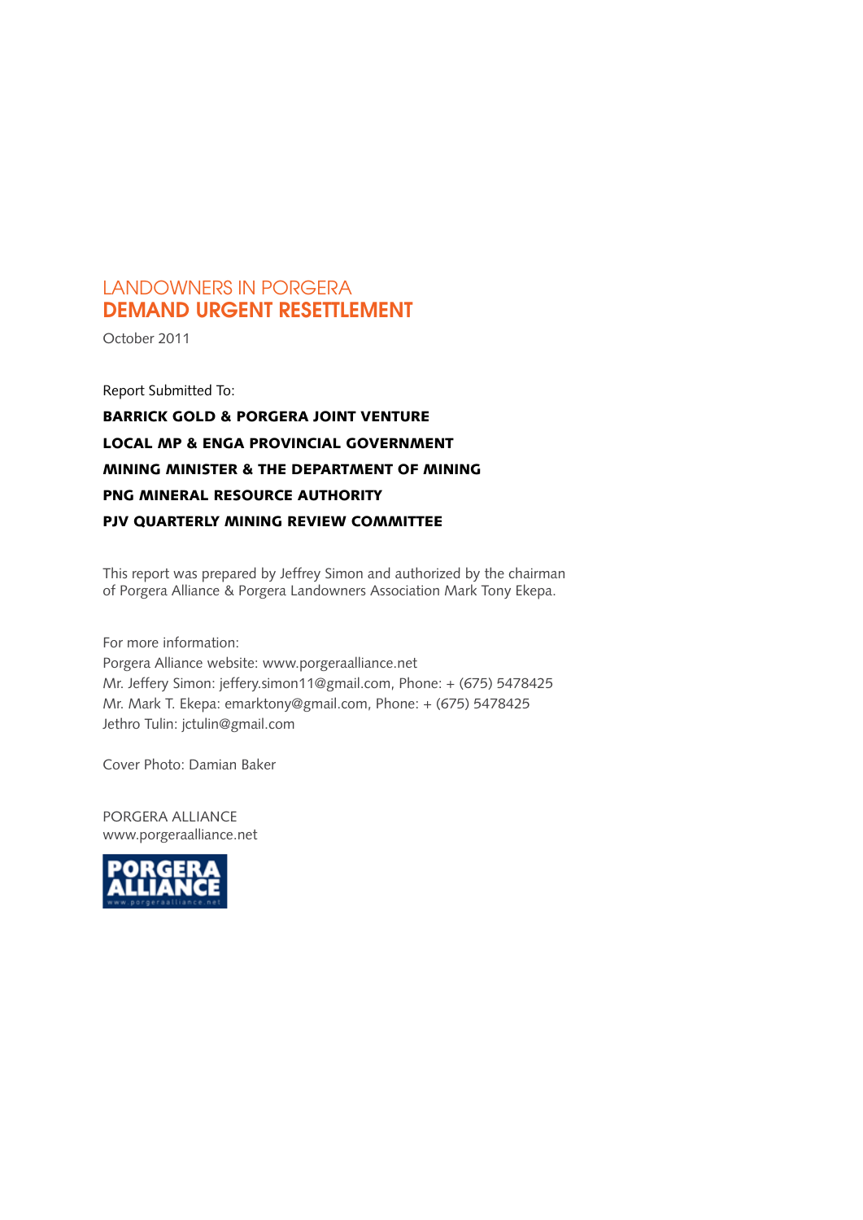# LANDOWNERS IN PORGERA
# DEMAND URGENT RESETTLEMENT

October 2011

Report Submitted To:

**BARRICK GOLD & PORGERA JOINT VENTURE**

**LOCAL MP & ENGA PROVINCIAL GOVERNMENT**

**MINING MINISTER & THE DEPARTMENT OF MINING**

**PNG MINERAL RESOURCE AUTHORITY**

**PJV QUARTERLY MINING REVIEW COMMITTEE**

This report was prepared by Jeffrey Simon and authorized by the chairman of Porgera Alliance & Porgera Landowners Association Mark Tony Ekepa.

For more information:
Porgera Alliance website: www.porgeraalliance.net
Mr. Jeffery Simon: jeffery.simon11@gmail.com, Phone: + (675) 5478425
Mr. Mark T. Ekepa: emarktony@gmail.com, Phone: + (675) 5478425
Jethro Tulin: jctulin@gmail.com

Cover Photo: Damian Baker

PORGERA ALLIANCE
www.porgeraalliance.net

PORGERA ALLIANCE
www.porgeraalliance.net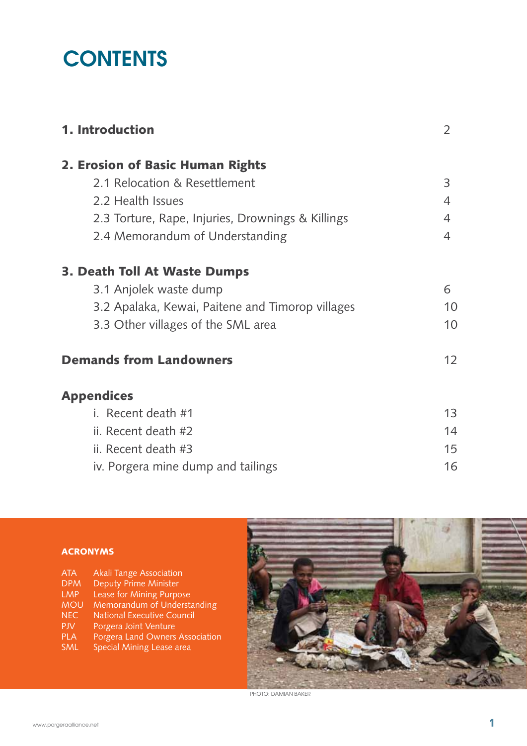# CONTENTS

| | |
|---|---|
| **1. Introduction** | 2 |
| **2. Erosion of Basic Human Rights** | |
| 2.1 Relocation & Resettlement | 3 |
| 2.2 Health Issues | 4 |
| 2.3 Torture, Rape, Injuries, Drownings & Killings | 4 |
| 2.4 Memorandum of Understanding | 4 |
| **3. Death Toll At Waste Dumps** | |
| 3.1 Anjolek waste dump | 6 |
| 3.2 Apalaka, Kewai, Paitene and Timorop villages | 10 |
| 3.3 Other villages of the SML area | 10 |
| **Demands from Landowners** | 12 |
| **Appendices** | |
| i. Recent death #1 | 13 |
| ii. Recent death #2 | 14 |
| ii. Recent death #3 | 15 |
| iv. Porgera mine dump and tailings | 16 |

## ACRONYMS

- ATA Akali Tange Association
- DPM Deputy Prime Minister
- LMP Lease for Mining Purpose
- MOU Memorandum of Understanding
- NEC National Executive Council
- PJV Porgera Joint Venture
- PLA Porgera Land Owners Association
- SML Special Mining Lease area

PHOTO: DAMIAN BAKER

www.porgeraalliance.net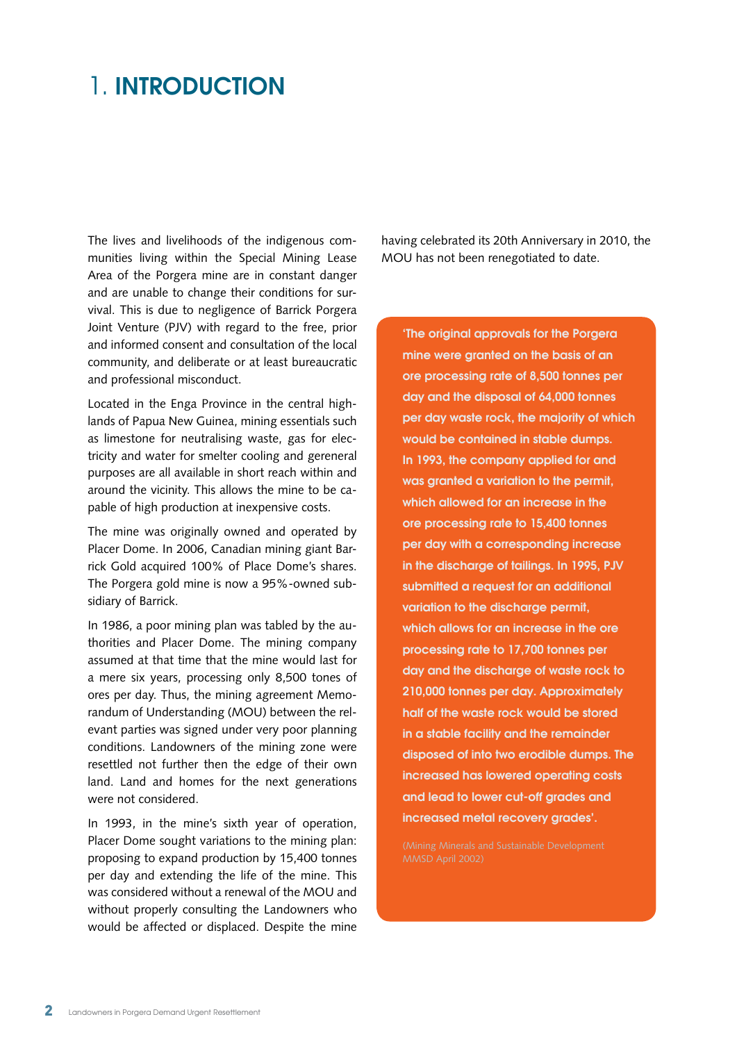# 1. INTRODUCTION

The lives and livelihoods of the indigenous communities living within the Special Mining Lease Area of the Porgera mine are in constant danger and are unable to change their conditions for survival. This is due to negligence of Barrick Porgera Joint Venture (PJV) with regard to the free, prior and informed consent and consultation of the local community, and deliberate or at least bureaucratic and professional misconduct.

Located in the Enga Province in the central highlands of Papua New Guinea, mining essentials such as limestone for neutralising waste, gas for electricity and water for smelter cooling and gereneral purposes are all available in short reach within and around the vicinity. This allows the mine to be capable of high production at inexpensive costs.

The mine was originally owned and operated by Placer Dome. In 2006, Canadian mining giant Barrick Gold acquired 100% of Place Dome's shares. The Porgera gold mine is now a 95%-owned subsidiary of Barrick.

In 1986, a poor mining plan was tabled by the authorities and Placer Dome. The mining company assumed at that time that the mine would last for a mere six years, processing only 8,500 tones of ores per day. Thus, the mining agreement Memorandum of Understanding (MOU) between the relevant parties was signed under very poor planning conditions. Landowners of the mining zone were resettled not further then the edge of their own land. Land and homes for the next generations were not considered.

In 1993, in the mine's sixth year of operation, Placer Dome sought variations to the mining plan: proposing to expand production by 15,400 tonnes per day and extending the life of the mine. This was considered without a renewal of the MOU and without properly consulting the Landowners who would be affected or displaced. Despite the mine having celebrated its 20th Anniversary in 2010, the MOU has not been renegotiated to date.

> **'The original approvals for the Porgera mine were granted on the basis of an ore processing rate of 8,500 tonnes per day and the disposal of 64,000 tonnes per day waste rock, the majority of which would be contained in stable dumps. In 1993, the company applied for and was granted a variation to the permit, which allowed for an increase in the ore processing rate to 15,400 tonnes per day with a corresponding increase in the discharge of tailings. In 1995, PJV submitted a request for an additional variation to the discharge permit, which allows for an increase in the ore processing rate to 17,700 tonnes per day and the discharge of waste rock to 210,000 tonnes per day. Approximately half of the waste rock would be stored in a stable facility and the remainder disposed of into two erodible dumps. The increased has lowered operating costs and lead to lower cut-off grades and increased metal recovery grades'.**
>
> (Mining Minerals and Sustainable Development MMSD April 2002)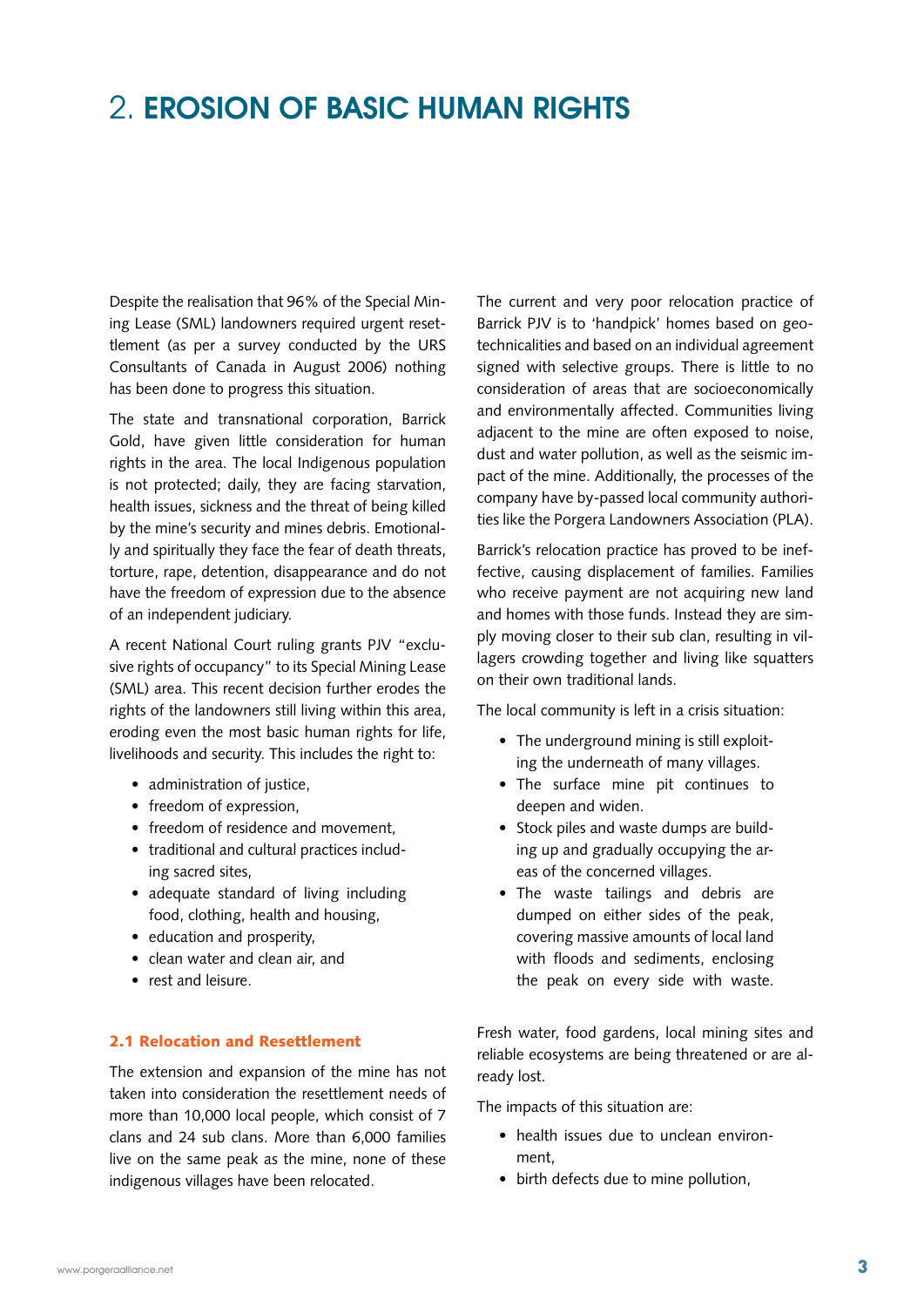# 2. EROSION OF BASIC HUMAN RIGHTS

Despite the realisation that 96% of the Special Mining Lease (SML) landowners required urgent resettlement (as per a survey conducted by the URS Consultants of Canada in August 2006) nothing has been done to progress this situation.

The state and transnational corporation, Barrick Gold, have given little consideration for human rights in the area. The local Indigenous population is not protected; daily, they are facing starvation, health issues, sickness and the threat of being killed by the mine's security and mines debris. Emotionally and spiritually they face the fear of death threats, torture, rape, detention, disappearance and do not have the freedom of expression due to the absence of an independent judiciary.

A recent National Court ruling grants PJV "exclusive rights of occupancy" to its Special Mining Lease (SML) area. This recent decision further erodes the rights of the landowners still living within this area, eroding even the most basic human rights for life, livelihoods and security. This includes the right to:

- administration of justice,
- freedom of expression,
- freedom of residence and movement,
- traditional and cultural practices including sacred sites,
- adequate standard of living including food, clothing, health and housing,
- education and prosperity,
- clean water and clean air, and
- rest and leisure.

## 2.1 Relocation and Resettlement

The extension and expansion of the mine has not taken into consideration the resettlement needs of more than 10,000 local people, which consist of 7 clans and 24 sub clans. More than 6,000 families live on the same peak as the mine, none of these indigenous villages have been relocated.

The current and very poor relocation practice of Barrick PJV is to 'handpick' homes based on geotechnicalities and based on an individual agreement signed with selective groups. There is little to no consideration of areas that are socioeconomically and environmentally affected. Communities living adjacent to the mine are often exposed to noise, dust and water pollution, as well as the seismic impact of the mine. Additionally, the processes of the company have by-passed local community authorities like the Porgera Landowners Association (PLA).

Barrick's relocation practice has proved to be ineffective, causing displacement of families. Families who receive payment are not acquiring new land and homes with those funds. Instead they are simply moving closer to their sub clan, resulting in villagers crowding together and living like squatters on their own traditional lands.

The local community is left in a crisis situation:

- The underground mining is still exploiting the underneath of many villages.
- The surface mine pit continues to deepen and widen.
- Stock piles and waste dumps are building up and gradually occupying the areas of the concerned villages.
- The waste tailings and debris are dumped on either sides of the peak, covering massive amounts of local land with floods and sediments, enclosing the peak on every side with waste.

Fresh water, food gardens, local mining sites and reliable ecosystems are being threatened or are already lost.

The impacts of this situation are:

- health issues due to unclean environment,
- birth defects due to mine pollution,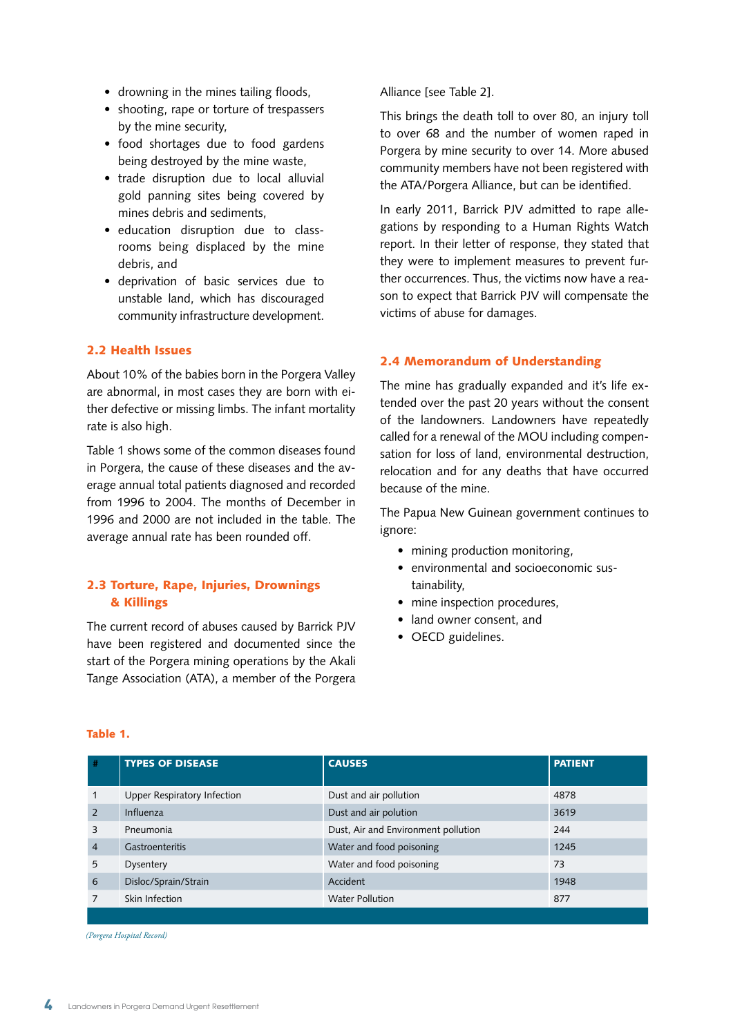- drowning in the mines tailing floods,
- shooting, rape or torture of trespassers by the mine security,
- food shortages due to food gardens being destroyed by the mine waste,
- trade disruption due to local alluvial gold panning sites being covered by mines debris and sediments,
- education disruption due to classrooms being displaced by the mine debris, and
- deprivation of basic services due to unstable land, which has discouraged community infrastructure development.

## 2.2 Health Issues

About 10% of the babies born in the Porgera Valley are abnormal, in most cases they are born with either defective or missing limbs. The infant mortality rate is also high.

Table 1 shows some of the common diseases found in Porgera, the cause of these diseases and the average annual total patients diagnosed and recorded from 1996 to 2004. The months of December in 1996 and 2000 are not included in the table. The average annual rate has been rounded off.

## 2.3 Torture, Rape, Injuries, Drownings & Killings

The current record of abuses caused by Barrick PJV have been registered and documented since the start of the Porgera mining operations by the Akali Tange Association (ATA), a member of the Porgera Alliance [see Table 2].

This brings the death toll to over 80, an injury toll to over 68 and the number of women raped in Porgera by mine security to over 14. More abused community members have not been registered with the ATA/Porgera Alliance, but can be identified.

In early 2011, Barrick PJV admitted to rape allegations by responding to a Human Rights Watch report. In their letter of response, they stated that they were to implement measures to prevent further occurrences. Thus, the victims now have a reason to expect that Barrick PJV will compensate the victims of abuse for damages.

## 2.4 Memorandum of Understanding

The mine has gradually expanded and it's life extended over the past 20 years without the consent of the landowners. Landowners have repeatedly called for a renewal of the MOU including compensation for loss of land, environmental destruction, relocation and for any deaths that have occurred because of the mine.

The Papua New Guinean government continues to ignore:

- mining production monitoring,
- environmental and socioeconomic sustainability,
- mine inspection procedures,
- land owner consent, and
- OECD guidelines.

**Table 1.**

| # | TYPES OF DISEASE | CAUSES | PATIENT |
|---|---|---|---|
| 1 | Upper Respiratory Infection | Dust and air pollution | 4878 |
| 2 | Influenza | Dust and air polution | 3619 |
| 3 | Pneumonia | Dust, Air and Environment pollution | 244 |
| 4 | Gastroenteritis | Water and food poisoning | 1245 |
| 5 | Dysentery | Water and food poisoning | 73 |
| 6 | Disloc/Sprain/Strain | Accident | 1948 |
| 7 | Skin Infection | Water Pollution | 877 |

*(Porgera Hospital Record)*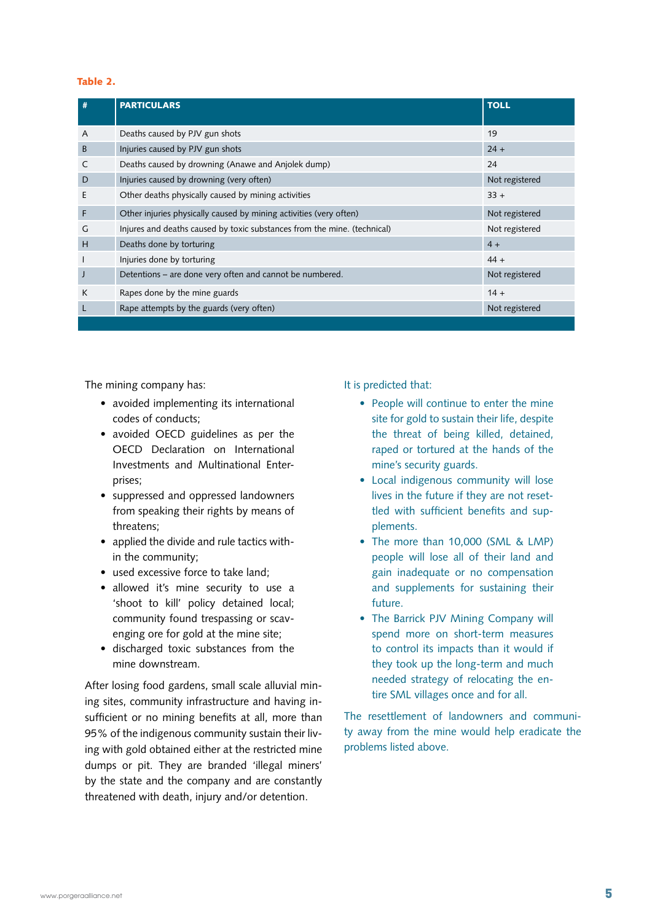**Table 2.**

| # | PARTICULARS | TOLL |
|---|---|---|
| A | Deaths caused by PJV gun shots | 19 |
| B | Injuries caused by PJV gun shots | 24 + |
| C | Deaths caused by drowning (Anawe and Anjolek dump) | 24 |
| D | Injuries caused by drowning (very often) | Not registered |
| E | Other deaths physically caused by mining activities | 33 + |
| F | Other injuries physically caused by mining activities (very often) | Not registered |
| G | Injures and deaths caused by toxic substances from the mine. (technical) | Not registered |
| H | Deaths done by torturing | 4 + |
| I | Injuries done by torturing | 44 + |
| J | Detentions – are done very often and cannot be numbered. | Not registered |
| K | Rapes done by the mine guards | 14 + |
| L | Rape attempts by the guards (very often) | Not registered |

The mining company has:

- avoided implementing its international codes of conducts;
- avoided OECD guidelines as per the OECD Declaration on International Investments and Multinational Enterprises;
- suppressed and oppressed landowners from speaking their rights by means of threatens;
- applied the divide and rule tactics within the community;
- used excessive force to take land;
- allowed it's mine security to use a 'shoot to kill' policy detained local; community found trespassing or scavenging ore for gold at the mine site;
- discharged toxic substances from the mine downstream.

After losing food gardens, small scale alluvial mining sites, community infrastructure and having insufficient or no mining benefits at all, more than 95% of the indigenous community sustain their living with gold obtained either at the restricted mine dumps or pit. They are branded 'illegal miners' by the state and the company and are constantly threatened with death, injury and/or detention.

It is predicted that:

- People will continue to enter the mine site for gold to sustain their life, despite the threat of being killed, detained, raped or tortured at the hands of the mine's security guards.
- Local indigenous community will lose lives in the future if they are not resettled with sufficient benefits and supplements.
- The more than 10,000 (SML & LMP) people will lose all of their land and gain inadequate or no compensation and supplements for sustaining their future.
- The Barrick PJV Mining Company will spend more on short-term measures to control its impacts than it would if they took up the long-term and much needed strategy of relocating the entire SML villages once and for all.

The resettlement of landowners and community away from the mine would help eradicate the problems listed above.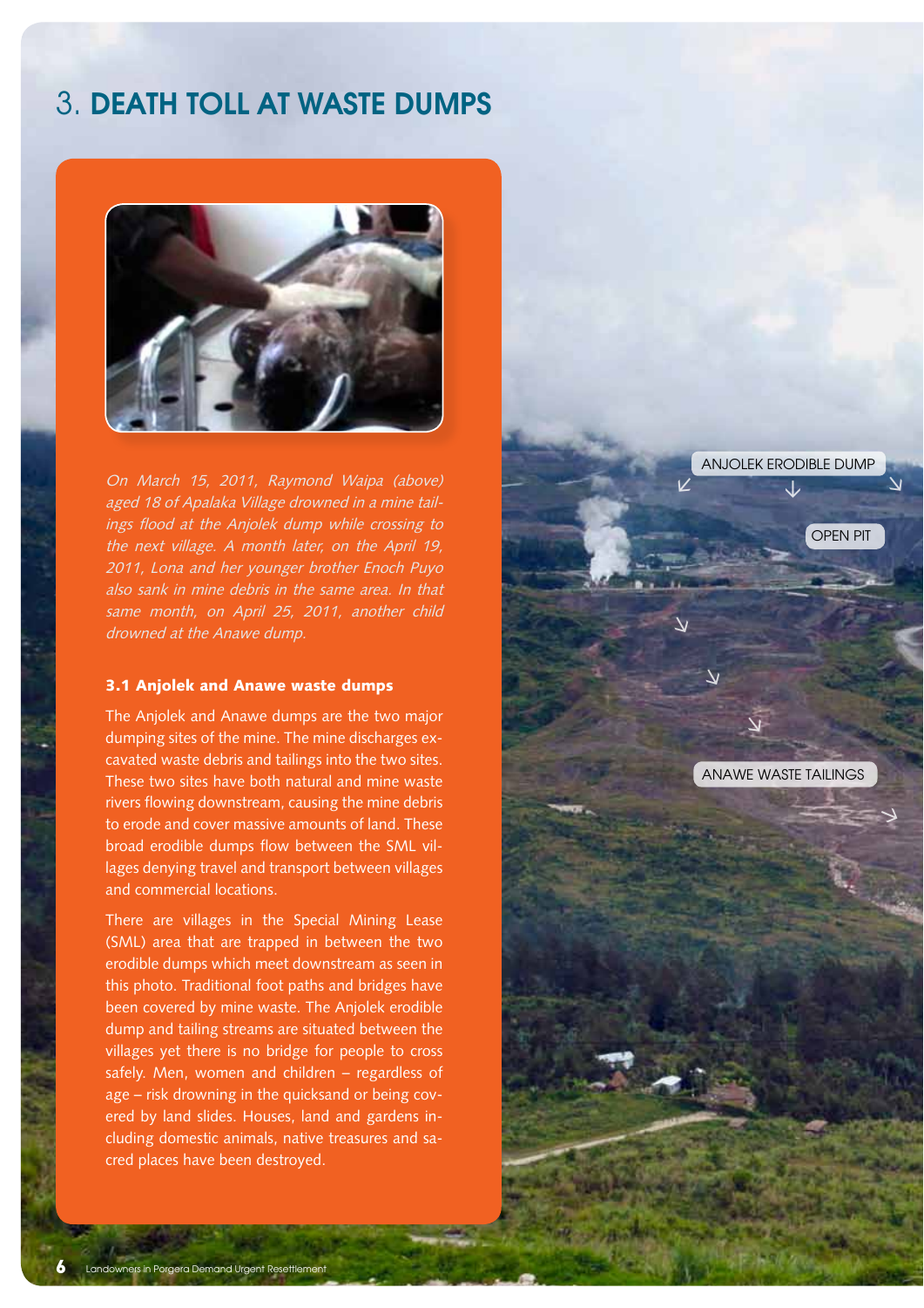# 3. DEATH TOLL AT WASTE DUMPS

*On March 15, 2011, Raymond Waipa (above) aged 18 of Apalaka Village drowned in a mine tailings flood at the Anjolek dump while crossing to the next village. A month later, on the April 19, 2011, Lona and her younger brother Enoch Puyo also sank in mine debris in the same area. In that same month, on April 25, 2011, another child drowned at the Anawe dump.*

### 3.1 Anjolek and Anawe waste dumps

The Anjolek and Anawe dumps are the two major dumping sites of the mine. The mine discharges excavated waste debris and tailings into the two sites. These two sites have both natural and mine waste rivers flowing downstream, causing the mine debris to erode and cover massive amounts of land. These broad erodible dumps flow between the SML villages denying travel and transport between villages and commercial locations.

There are villages in the Special Mining Lease (SML) area that are trapped in between the two erodible dumps which meet downstream as seen in this photo. Traditional foot paths and bridges have been covered by mine waste. The Anjolek erodible dump and tailing streams are situated between the villages yet there is no bridge for people to cross safely. Men, women and children – regardless of age – risk drowning in the quicksand or being covered by land slides. Houses, land and gardens including domestic animals, native treasures and sacred places have been destroyed.

ANJOLEK ERODIBLE DUMP

OPEN PIT

ANAWE WASTE TAILINGS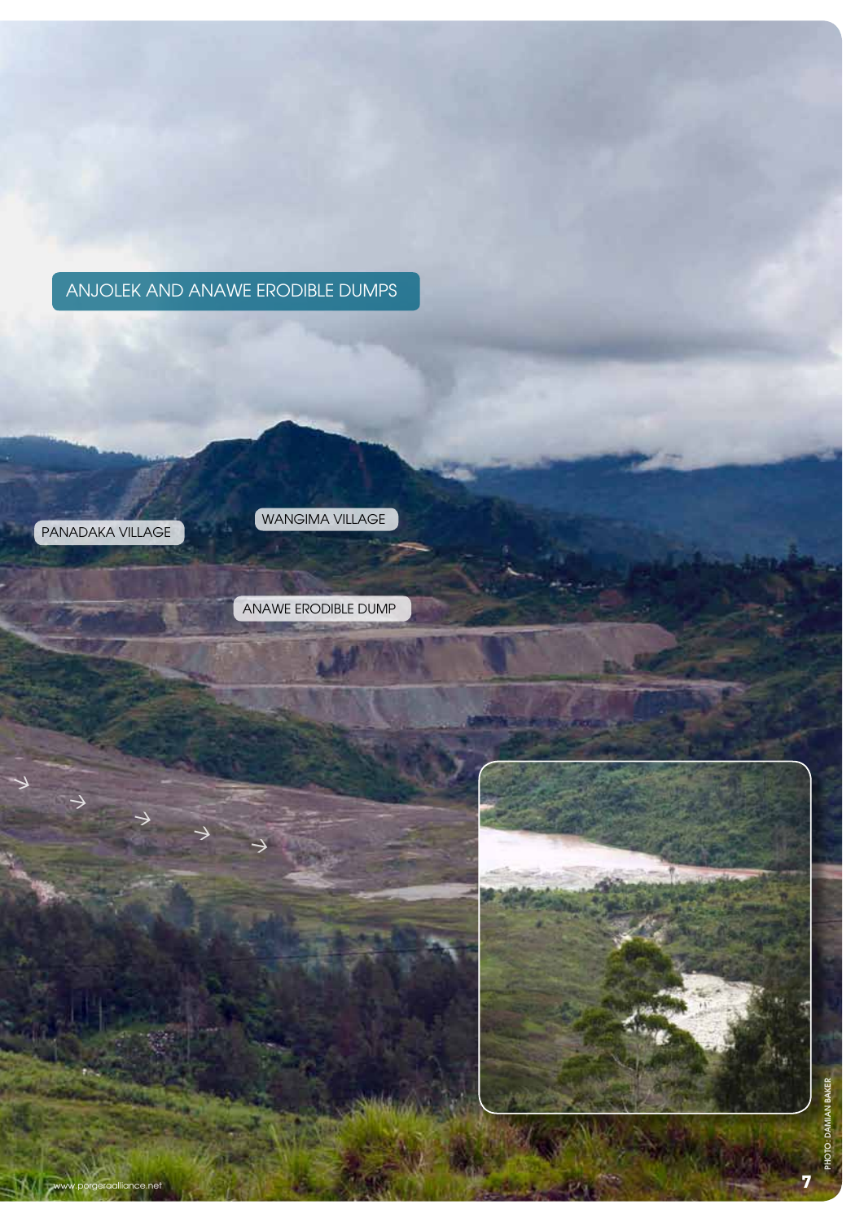ANJOLEK AND ANAWE ERODIBLE DUMPS

PANADAKA VILLAGE

WANGIMA VILLAGE

ANAWE ERODIBLE DUMP

PHOTO: DAMIAN BAKER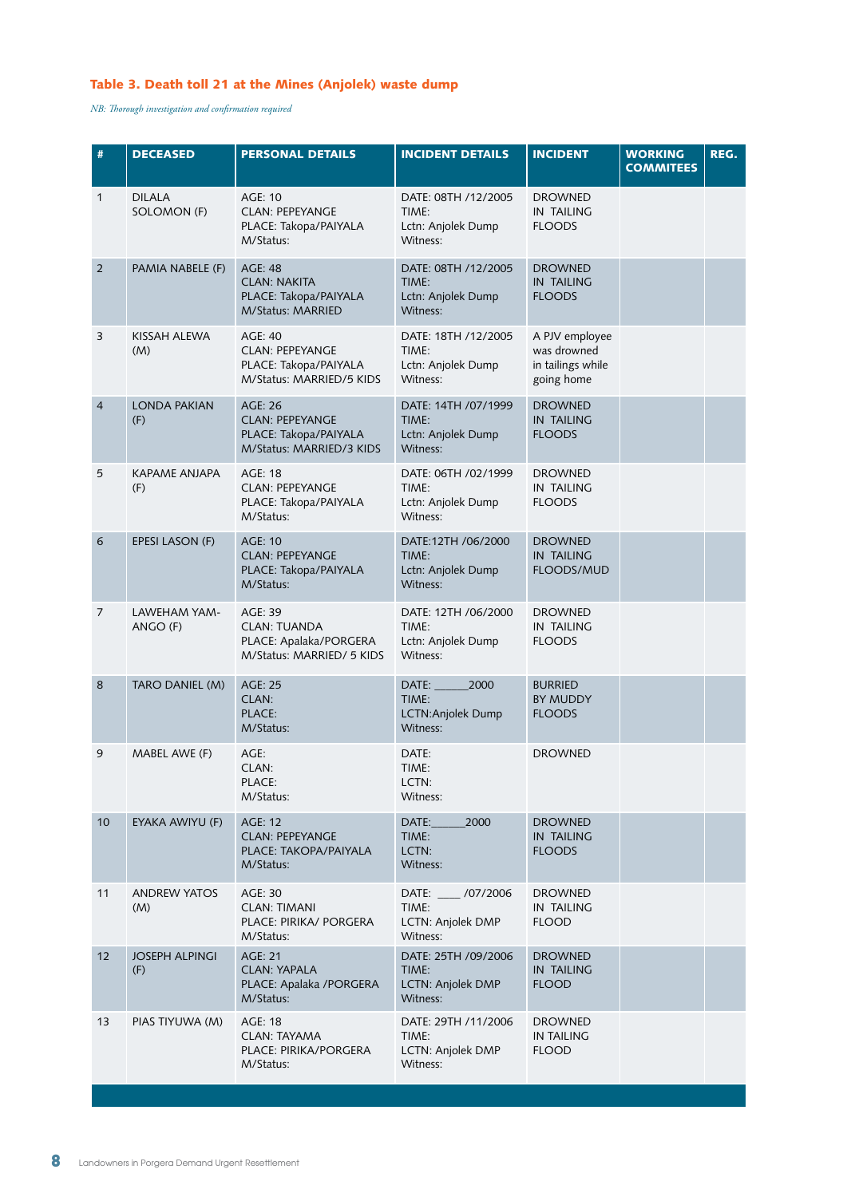### Table 3. Death toll 21 at the Mines (Anjolek) waste dump

*NB: Thorough investigation and confirmation required*

| # | DECEASED | PERSONAL DETAILS | INCIDENT DETAILS | INCIDENT | WORKING COMMITEES | REG. |
|---|---|---|---|---|---|---|
| 1 | DILALA SOLOMON (F) | AGE: 10<br>CLAN: PEPEYANGE<br>PLACE: Takopa/PAIYALA<br>M/Status: | DATE: 08TH /12/2005<br>TIME:<br>Lctn: Anjolek Dump<br>Witness: | DROWNED IN TAILING FLOODS | | |
| 2 | PAMIA NABELE (F) | AGE: 48<br>CLAN: NAKITA<br>PLACE: Takopa/PAIYALA<br>M/Status: MARRIED | DATE: 08TH /12/2005<br>TIME:<br>Lctn: Anjolek Dump<br>Witness: | DROWNED IN TAILING FLOODS | | |
| 3 | KISSAH ALEWA (M) | AGE: 40<br>CLAN: PEPEYANGE<br>PLACE: Takopa/PAIYALA<br>M/Status: MARRIED/5 KIDS | DATE: 18TH /12/2005<br>TIME:<br>Lctn: Anjolek Dump<br>Witness: | A PJV employee was drowned in tailings while going home | | |
| 4 | LONDA PAKIAN (F) | AGE: 26<br>CLAN: PEPEYANGE<br>PLACE: Takopa/PAIYALA<br>M/Status: MARRIED/3 KIDS | DATE: 14TH /07/1999<br>TIME:<br>Lctn: Anjolek Dump<br>Witness: | DROWNED IN TAILING FLOODS | | |
| 5 | KAPAME ANJAPA (F) | AGE: 18<br>CLAN: PEPEYANGE<br>PLACE: Takopa/PAIYALA<br>M/Status: | DATE: 06TH /02/1999<br>TIME:<br>Lctn: Anjolek Dump<br>Witness: | DROWNED IN TAILING FLOODS | | |
| 6 | EPESI LASON (F) | AGE: 10<br>CLAN: PEPEYANGE<br>PLACE: Takopa/PAIYALA<br>M/Status: | DATE:12TH /06/2000<br>TIME:<br>Lctn: Anjolek Dump<br>Witness: | DROWNED IN TAILING FLOODS/MUD | | |
| 7 | LAWEHAM YAM-ANGO (F) | AGE: 39<br>CLAN: TUANDA<br>PLACE: Apalaka/PORGERA<br>M/Status: MARRIED/ 5 KIDS | DATE: 12TH /06/2000<br>TIME:<br>Lctn: Anjolek Dump<br>Witness: | DROWNED IN TAILING FLOODS | | |
| 8 | TARO DANIEL (M) | AGE: 25<br>CLAN:<br>PLACE:<br>M/Status: | DATE: ______2000<br>TIME:<br>LCTN:Anjolek Dump<br>Witness: | BURRIED BY MUDDY FLOODS | | |
| 9 | MABEL AWE (F) | AGE:<br>CLAN:<br>PLACE:<br>M/Status: | DATE:<br>TIME:<br>LCTN:<br>Witness: | DROWNED | | |
| 10 | EYAKA AWIYU (F) | AGE: 12<br>CLAN: PEPEYANGE<br>PLACE: TAKOPA/PAIYALA<br>M/Status: | DATE:______2000<br>TIME:<br>LCTN:<br>Witness: | DROWNED IN TAILING FLOODS | | |
| 11 | ANDREW YATOS (M) | AGE: 30<br>CLAN: TIMANI<br>PLACE: PIRIKA/ PORGERA<br>M/Status: | DATE: ____ /07/2006<br>TIME:<br>LCTN: Anjolek DMP<br>Witness: | DROWNED IN TAILING FLOOD | | |
| 12 | JOSEPH ALPINGI (F) | AGE: 21<br>CLAN: YAPALA<br>PLACE: Apalaka /PORGERA<br>M/Status: | DATE: 25TH /09/2006<br>TIME:<br>LCTN: Anjolek DMP<br>Witness: | DROWNED IN TAILING FLOOD | | |
| 13 | PIAS TIYUWA (M) | AGE: 18<br>CLAN: TAYAMA<br>PLACE: PIRIKA/PORGERA<br>M/Status: | DATE: 29TH /11/2006<br>TIME:<br>LCTN: Anjolek DMP<br>Witness: | DROWNED IN TAILING FLOOD | | |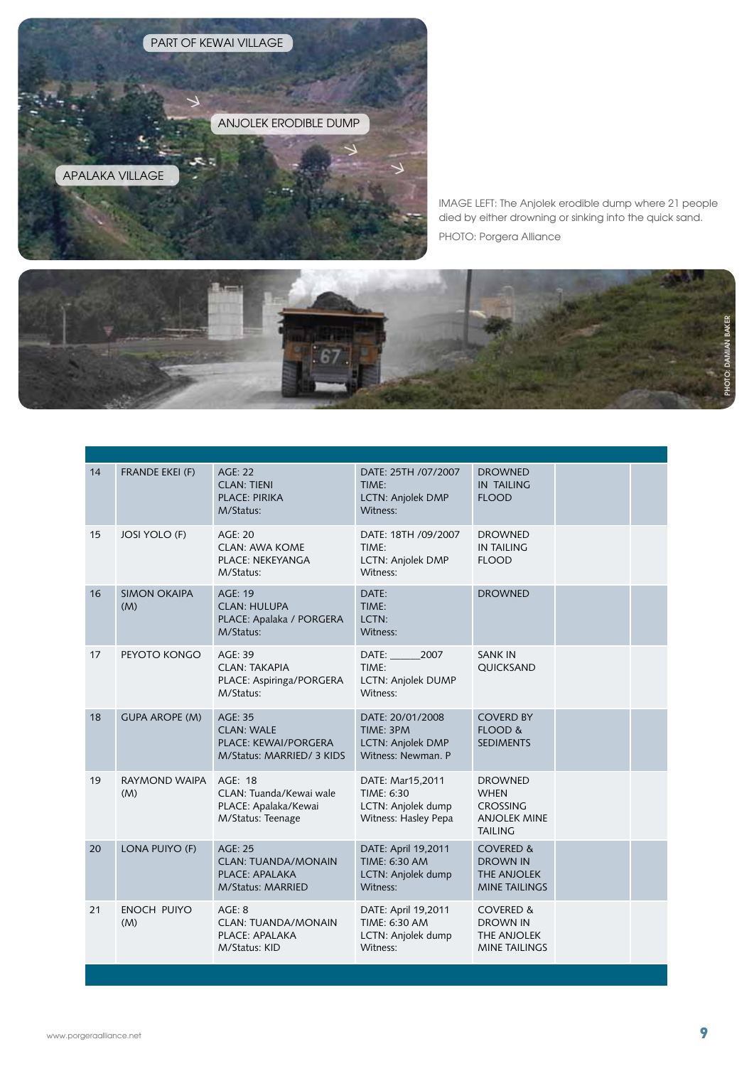IMAGE LEFT: The Anjolek erodible dump where 21 people died by either drowning or sinking into the quick sand.

PHOTO: Porgera Alliance

| | | | | | | |
|---|---|---|---|---|---|---|
| 14 | FRANDE EKEI (F) | AGE: 22<br>CLAN: TIENI<br>PLACE: PIRIKA<br>M/Status: | DATE: 25TH /07/2007<br>TIME:<br>LCTN: Anjolek DMP<br>Witness: | DROWNED IN TAILING FLOOD | | |
| 15 | JOSI YOLO (F) | AGE: 20<br>CLAN: AWA KOME<br>PLACE: NEKEYANGA<br>M/Status: | DATE: 18TH /09/2007<br>TIME:<br>LCTN: Anjolek DMP<br>Witness: | DROWNED IN TAILING FLOOD | | |
| 16 | SIMON OKAIPA (M) | AGE: 19<br>CLAN: HULUPA<br>PLACE: Apalaka / PORGERA<br>M/Status: | DATE:<br>TIME:<br>LCTN:<br>Witness: | DROWNED | | |
| 17 | PEYOTO KONGO | AGE: 39<br>CLAN: TAKAPIA<br>PLACE: Aspiringa/PORGERA<br>M/Status: | DATE: ______2007<br>TIME:<br>LCTN: Anjolek DUMP<br>Witness: | SANK IN QUICKSAND | | |
| 18 | GUPA AROPE (M) | AGE: 35<br>CLAN: WALE<br>PLACE: KEWAI/PORGERA<br>M/Status: MARRIED/ 3 KIDS | DATE: 20/01/2008<br>TIME: 3PM<br>LCTN: Anjolek DMP<br>Witness: Newman. P | COVERD BY FLOOD & SEDIMENTS | | |
| 19 | RAYMOND WAIPA (M) | AGE: 18<br>CLAN: Tuanda/Kewai wale<br>PLACE: Apalaka/Kewai<br>M/Status: Teenage | DATE: Mar15,2011<br>TIME: 6:30<br>LCTN: Anjolek dump<br>Witness: Hasley Pepa | DROWNED WHEN CROSSING ANJOLEK MINE TAILING | | |
| 20 | LONA PUIYO (F) | AGE: 25<br>CLAN: TUANDA/MONAIN<br>PLACE: APALAKA<br>M/Status: MARRIED | DATE: April 19,2011<br>TIME: 6:30 AM<br>LCTN: Anjolek dump<br>Witness: | COVERED & DROWN IN THE ANJOLEK MINE TAILINGS | | |
| 21 | ENOCH PUIYO (M) | AGE: 8<br>CLAN: TUANDA/MONAIN<br>PLACE: APALAKA<br>M/Status: KID | DATE: April 19,2011<br>TIME: 6:30 AM<br>LCTN: Anjolek dump<br>Witness: | COVERED & DROWN IN THE ANJOLEK MINE TAILINGS | | |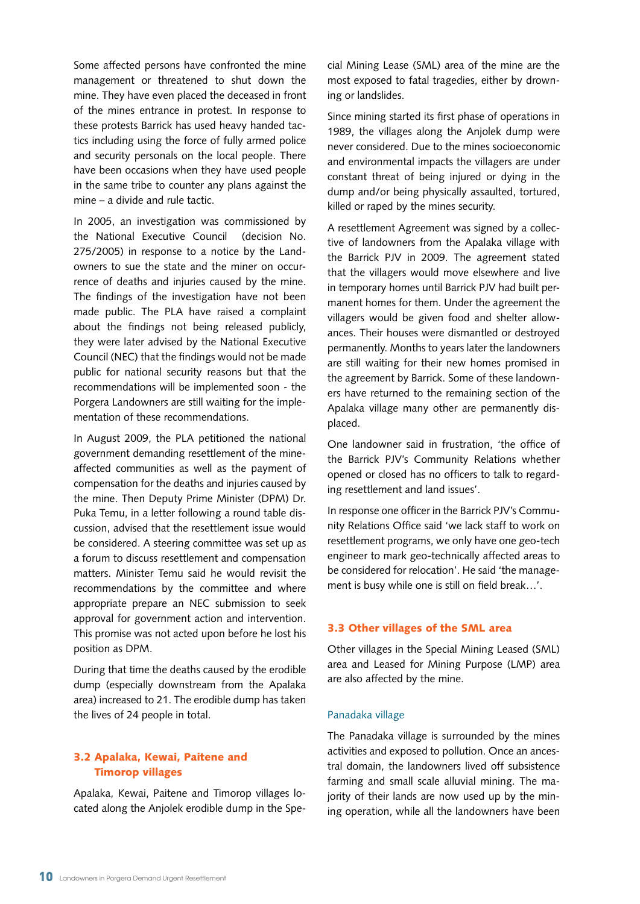Some affected persons have confronted the mine management or threatened to shut down the mine. They have even placed the deceased in front of the mines entrance in protest. In response to these protests Barrick has used heavy handed tactics including using the force of fully armed police and security personals on the local people. There have been occasions when they have used people in the same tribe to counter any plans against the mine – a divide and rule tactic.

In 2005, an investigation was commissioned by the National Executive Council (decision No. 275/2005) in response to a notice by the Landowners to sue the state and the miner on occurrence of deaths and injuries caused by the mine. The findings of the investigation have not been made public. The PLA have raised a complaint about the findings not being released publicly, they were later advised by the National Executive Council (NEC) that the findings would not be made public for national security reasons but that the recommendations will be implemented soon - the Porgera Landowners are still waiting for the implementation of these recommendations.

In August 2009, the PLA petitioned the national government demanding resettlement of the mine-affected communities as well as the payment of compensation for the deaths and injuries caused by the mine. Then Deputy Prime Minister (DPM) Dr. Puka Temu, in a letter following a round table discussion, advised that the resettlement issue would be considered. A steering committee was set up as a forum to discuss resettlement and compensation matters. Minister Temu said he would revisit the recommendations by the committee and where appropriate prepare an NEC submission to seek approval for government action and intervention. This promise was not acted upon before he lost his position as DPM.

During that time the deaths caused by the erodible dump (especially downstream from the Apalaka area) increased to 21. The erodible dump has taken the lives of 24 people in total.

## 3.2 Apalaka, Kewai, Paitene and Timorop villages

Apalaka, Kewai, Paitene and Timorop villages located along the Anjolek erodible dump in the Special Mining Lease (SML) area of the mine are the most exposed to fatal tragedies, either by drowning or landslides.

Since mining started its first phase of operations in 1989, the villages along the Anjolek dump were never considered. Due to the mines socioeconomic and environmental impacts the villagers are under constant threat of being injured or dying in the dump and/or being physically assaulted, tortured, killed or raped by the mines security.

A resettlement Agreement was signed by a collective of landowners from the Apalaka village with the Barrick PJV in 2009. The agreement stated that the villagers would move elsewhere and live in temporary homes until Barrick PJV had built permanent homes for them. Under the agreement the villagers would be given food and shelter allowances. Their houses were dismantled or destroyed permanently. Months to years later the landowners are still waiting for their new homes promised in the agreement by Barrick. Some of these landowners have returned to the remaining section of the Apalaka village many other are permanently displaced.

One landowner said in frustration, 'the office of the Barrick PJV's Community Relations whether opened or closed has no officers to talk to regarding resettlement and land issues'.

In response one officer in the Barrick PJV's Community Relations Office said 'we lack staff to work on resettlement programs, we only have one geo-tech engineer to mark geo-technically affected areas to be considered for relocation'. He said 'the management is busy while one is still on field break…'.

## 3.3 Other villages of the SML area

Other villages in the Special Mining Leased (SML) area and Leased for Mining Purpose (LMP) area are also affected by the mine.

### Panadaka village

The Panadaka village is surrounded by the mines activities and exposed to pollution. Once an ancestral domain, the landowners lived off subsistence farming and small scale alluvial mining. The majority of their lands are now used up by the mining operation, while all the landowners have been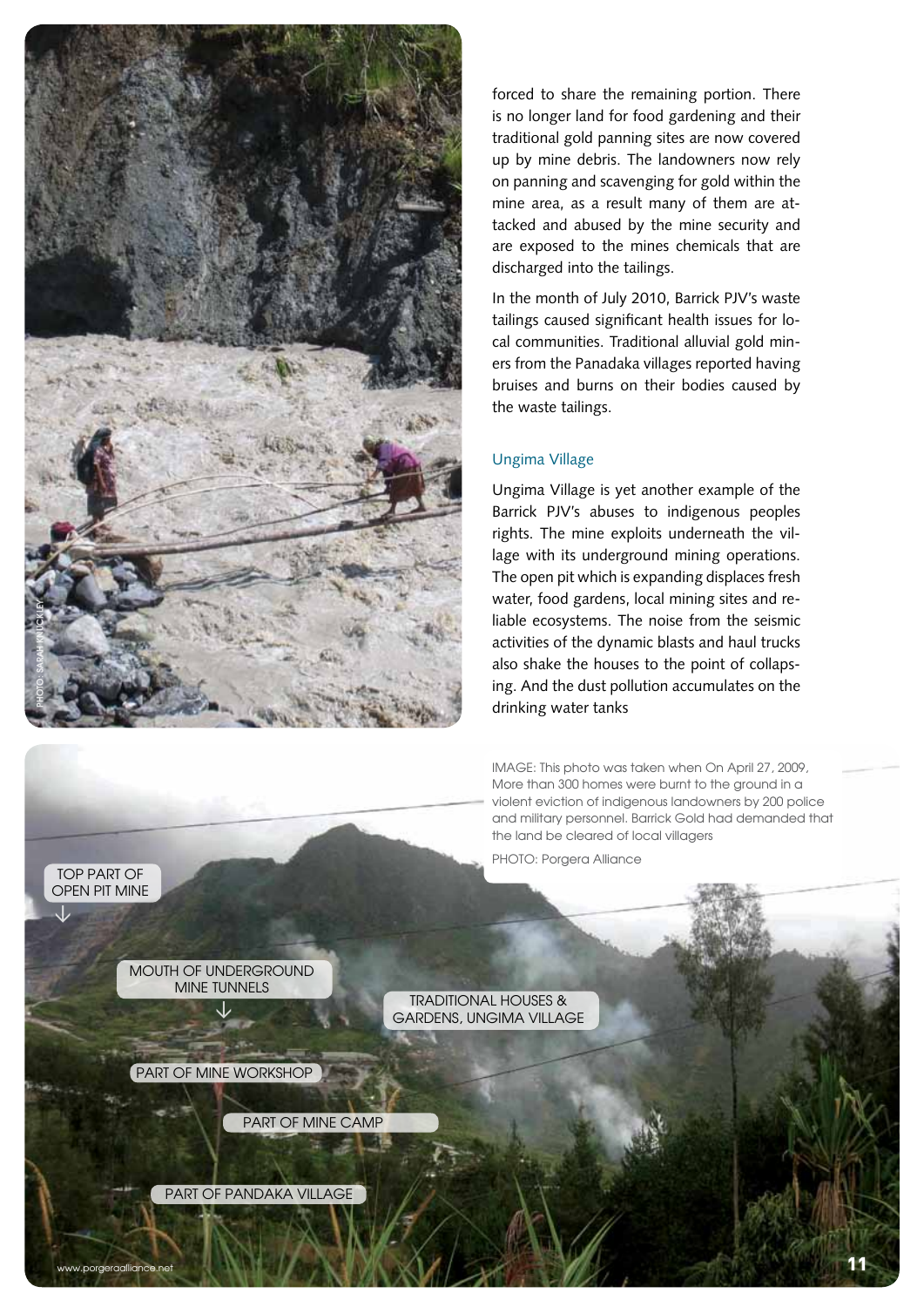forced to share the remaining portion. There is no longer land for food gardening and their traditional gold panning sites are now covered up by mine debris. The landowners now rely on panning and scavenging for gold within the mine area, as a result many of them are attacked and abused by the mine security and are exposed to the mines chemicals that are discharged into the tailings.

In the month of July 2010, Barrick PJV's waste tailings caused significant health issues for local communities. Traditional alluvial gold miners from the Panadaka villages reported having bruises and burns on their bodies caused by the waste tailings.

### Ungima Village

Ungima Village is yet another example of the Barrick PJV's abuses to indigenous peoples rights. The mine exploits underneath the village with its underground mining operations. The open pit which is expanding displaces fresh water, food gardens, local mining sites and reliable ecosystems. The noise from the seismic activities of the dynamic blasts and haul trucks also shake the houses to the point of collapsing. And the dust pollution accumulates on the drinking water tanks

IMAGE: This photo was taken when On April 27, 2009, More than 300 homes were burnt to the ground in a violent eviction of indigenous landowners by 200 police and military personnel. Barrick Gold had demanded that the land be cleared of local villagers

PHOTO: Porgera Alliance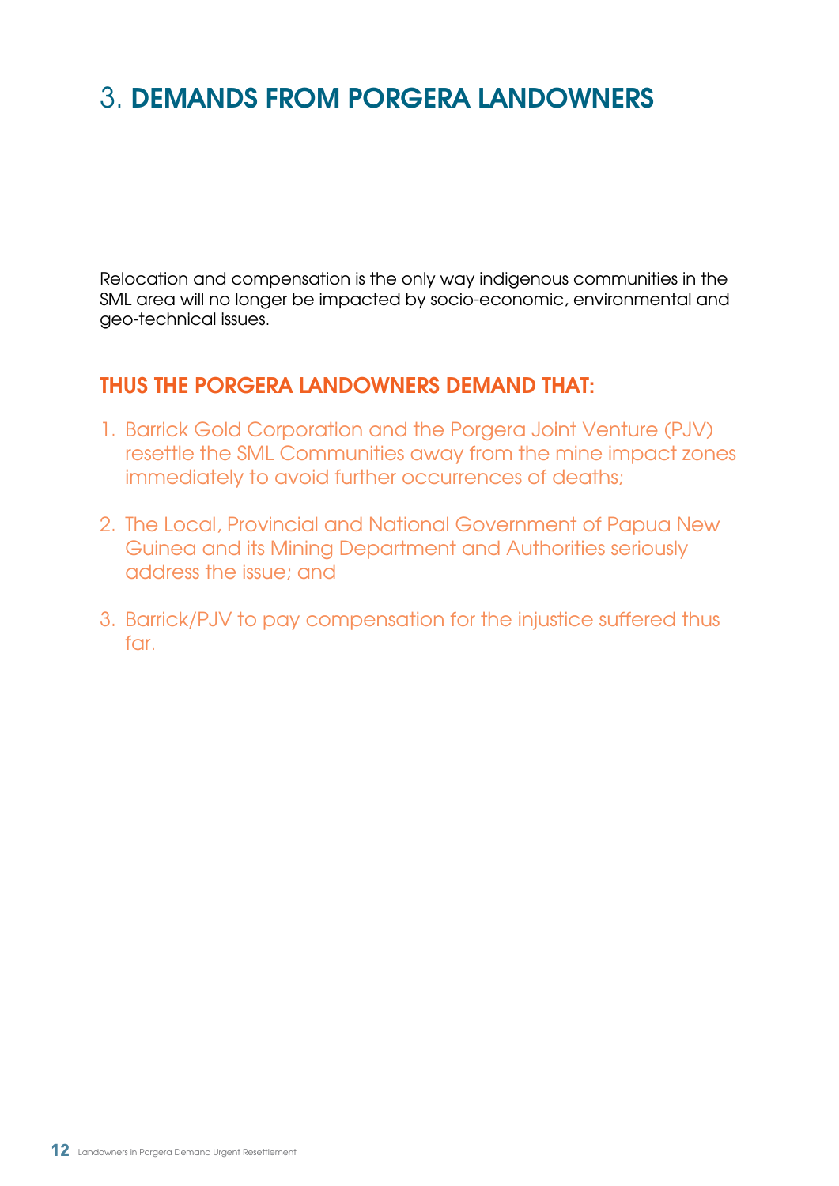# 3. DEMANDS FROM PORGERA LANDOWNERS

Relocation and compensation is the only way indigenous communities in the SML area will no longer be impacted by socio-economic, environmental and geo-technical issues.

## THUS THE PORGERA LANDOWNERS DEMAND THAT:

1. Barrick Gold Corporation and the Porgera Joint Venture (PJV) resettle the SML Communities away from the mine impact zones immediately to avoid further occurrences of deaths;

2. The Local, Provincial and National Government of Papua New Guinea and its Mining Department and Authorities seriously address the issue; and

3. Barrick/PJV to pay compensation for the injustice suffered thus far.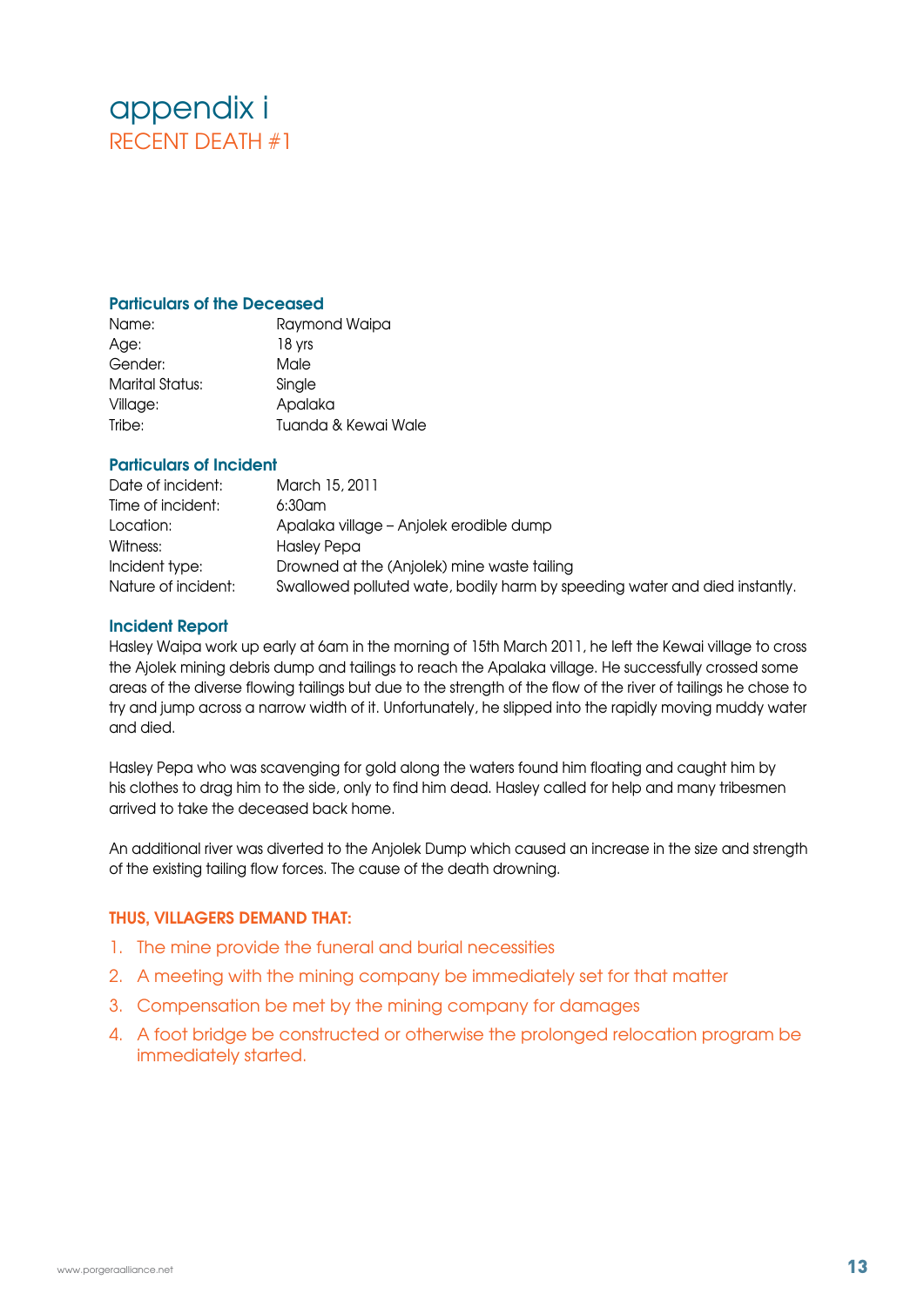# appendix i

## RECENT DEATH #1

### Particulars of the Deceased

| | |
|---|---|
| Name: | Raymond Waipa |
| Age: | 18 yrs |
| Gender: | Male |
| Marital Status: | Single |
| Village: | Apalaka |
| Tribe: | Tuanda & Kewai Wale |

### Particulars of Incident

| | |
|---|---|
| Date of incident: | March 15, 2011 |
| Time of incident: | 6:30am |
| Location: | Apalaka village – Anjolek erodible dump |
| Witness: | Hasley Pepa |
| Incident type: | Drowned at the (Anjolek) mine waste tailing |
| Nature of incident: | Swallowed polluted wate, bodily harm by speeding water and died instantly. |

### Incident Report

Hasley Waipa work up early at 6am in the morning of 15th March 2011, he left the Kewai village to cross the Ajolek mining debris dump and tailings to reach the Apalaka village. He successfully crossed some areas of the diverse flowing tailings but due to the strength of the flow of the river of tailings he chose to try and jump across a narrow width of it. Unfortunately, he slipped into the rapidly moving muddy water and died.

Hasley Pepa who was scavenging for gold along the waters found him floating and caught him by his clothes to drag him to the side, only to find him dead. Hasley called for help and many tribesmen arrived to take the deceased back home.

An additional river was diverted to the Anjolek Dump which caused an increase in the size and strength of the existing tailing flow forces. The cause of the death drowning.

### THUS, VILLAGERS DEMAND THAT:

1. The mine provide the funeral and burial necessities
2. A meeting with the mining company be immediately set for that matter
3. Compensation be met by the mining company for damages
4. A foot bridge be constructed or otherwise the prolonged relocation program be immediately started.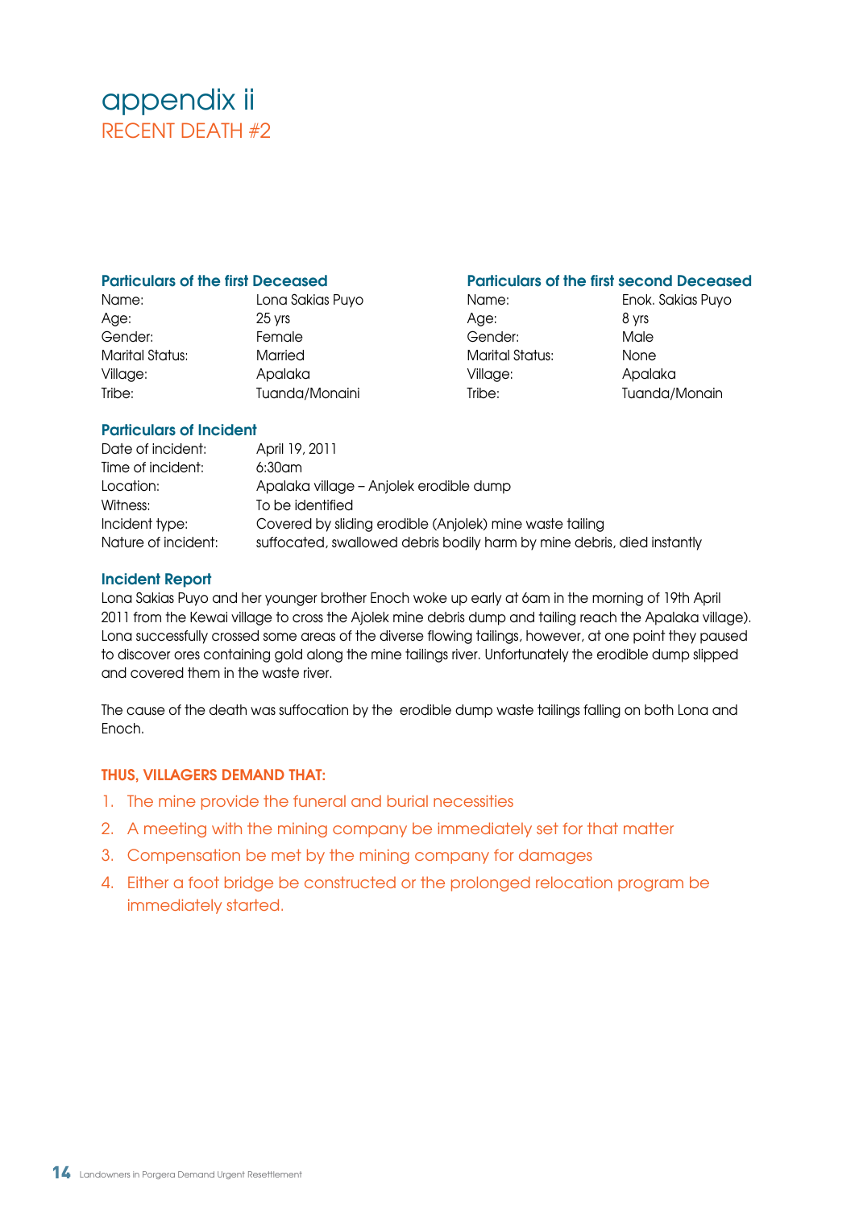# appendix ii

## RECENT DEATH #2

### Particulars of the first Deceased

| | |
|---|---|
| Name: | Lona Sakias Puyo |
| Age: | 25 yrs |
| Gender: | Female |
| Marital Status: | Married |
| Village: | Apalaka |
| Tribe: | Tuanda/Monaini |

### Particulars of the first second Deceased

| | |
|---|---|
| Name: | Enok. Sakias Puyo |
| Age: | 8 yrs |
| Gender: | Male |
| Marital Status: | None |
| Village: | Apalaka |
| Tribe: | Tuanda/Monain |

### Particulars of Incident

| | |
|---|---|
| Date of incident: | April 19, 2011 |
| Time of incident: | 6:30am |
| Location: | Apalaka village – Anjolek erodible dump |
| Witness: | To be identified |
| Incident type: | Covered by sliding erodible (Anjolek) mine waste tailing |
| Nature of incident: | suffocated, swallowed debris bodily harm by mine debris, died instantly |

### Incident Report

Lona Sakias Puyo and her younger brother Enoch woke up early at 6am in the morning of 19th April 2011 from the Kewai village to cross the Ajolek mine debris dump and tailing reach the Apalaka village). Lona successfully crossed some areas of the diverse flowing tailings, however, at one point they paused to discover ores containing gold along the mine tailings river. Unfortunately the erodible dump slipped and covered them in the waste river.

The cause of the death was suffocation by the erodible dump waste tailings falling on both Lona and Enoch.

### THUS, VILLAGERS DEMAND THAT:

1. The mine provide the funeral and burial necessities
2. A meeting with the mining company be immediately set for that matter
3. Compensation be met by the mining company for damages
4. Either a foot bridge be constructed or the prolonged relocation program be immediately started.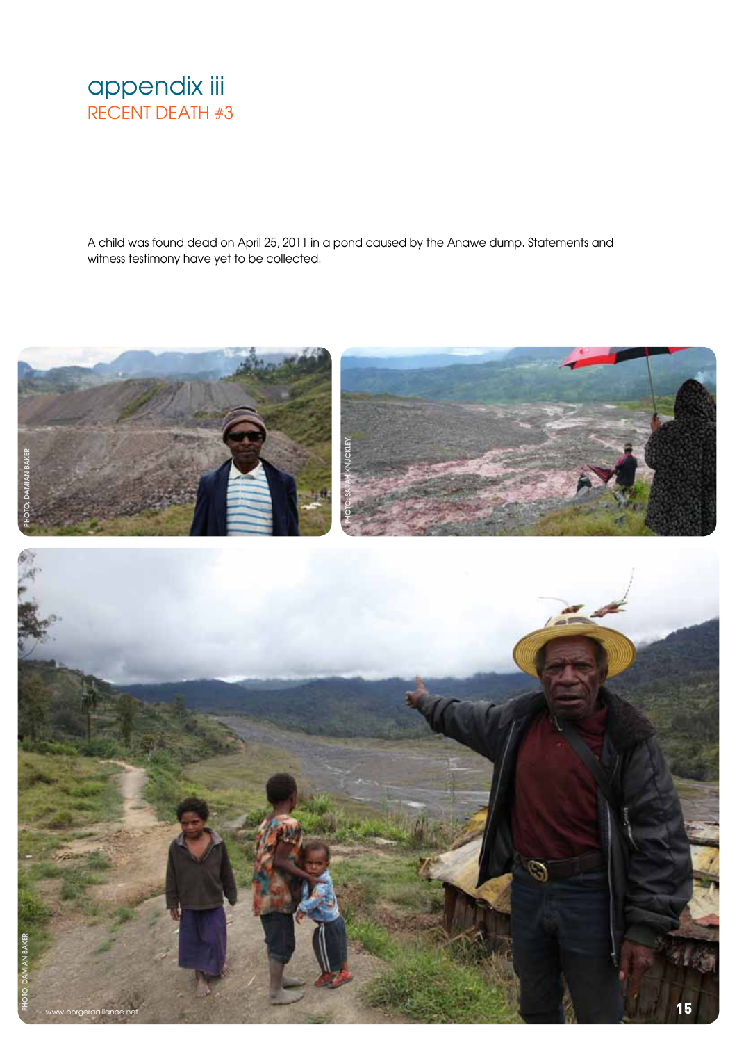# appendix iii

## RECENT DEATH #3

A child was found dead on April 25, 2011 in a pond caused by the Anawe dump. Statements and witness testimony have yet to be collected.

PHOTO: DAMIAN BAKER

PHOTO: SARAH KNUCKLEY

PHOTO: DAMIAN BAKER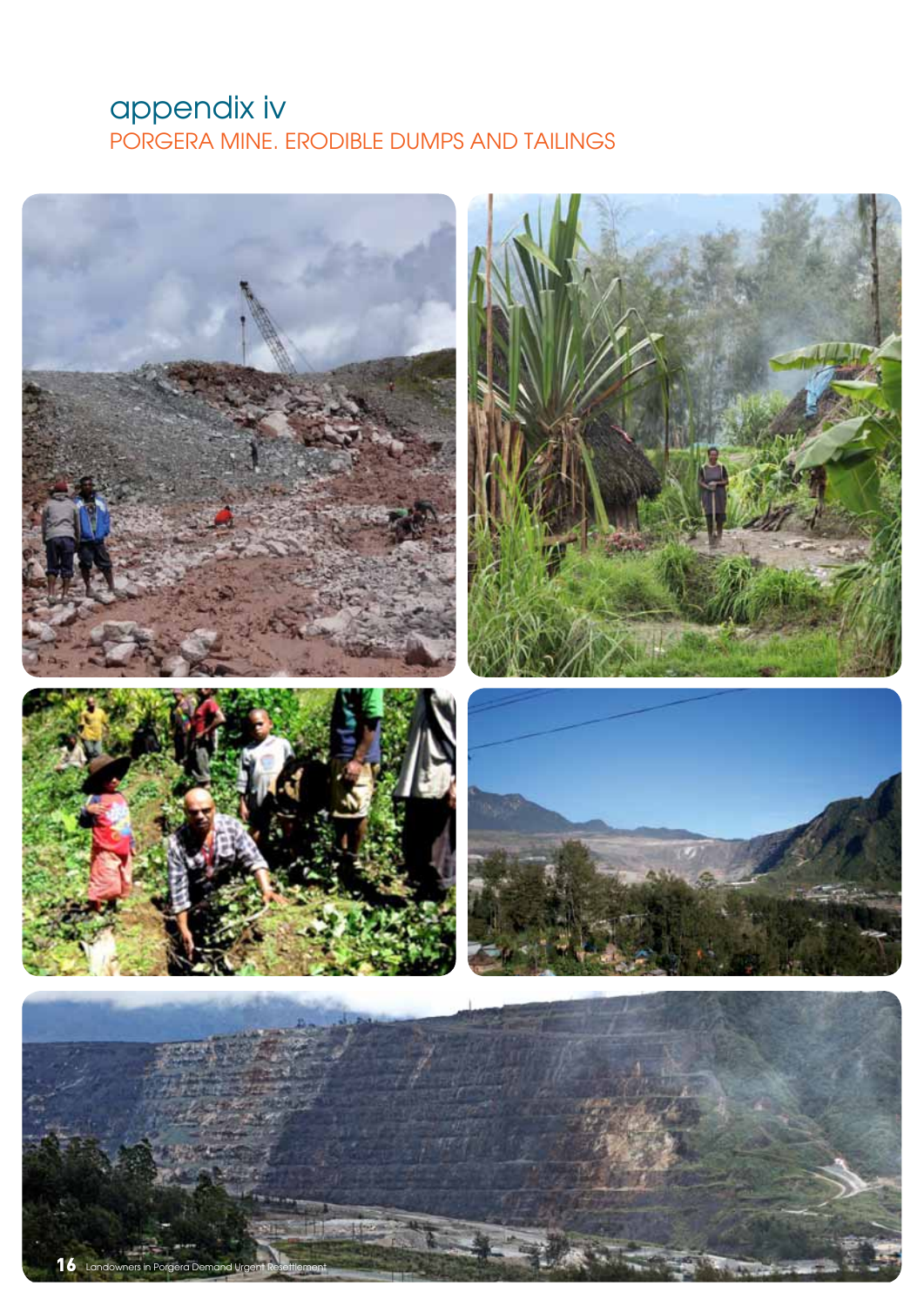# appendix iv

## PORGERA MINE. ERODIBLE DUMPS AND TAILINGS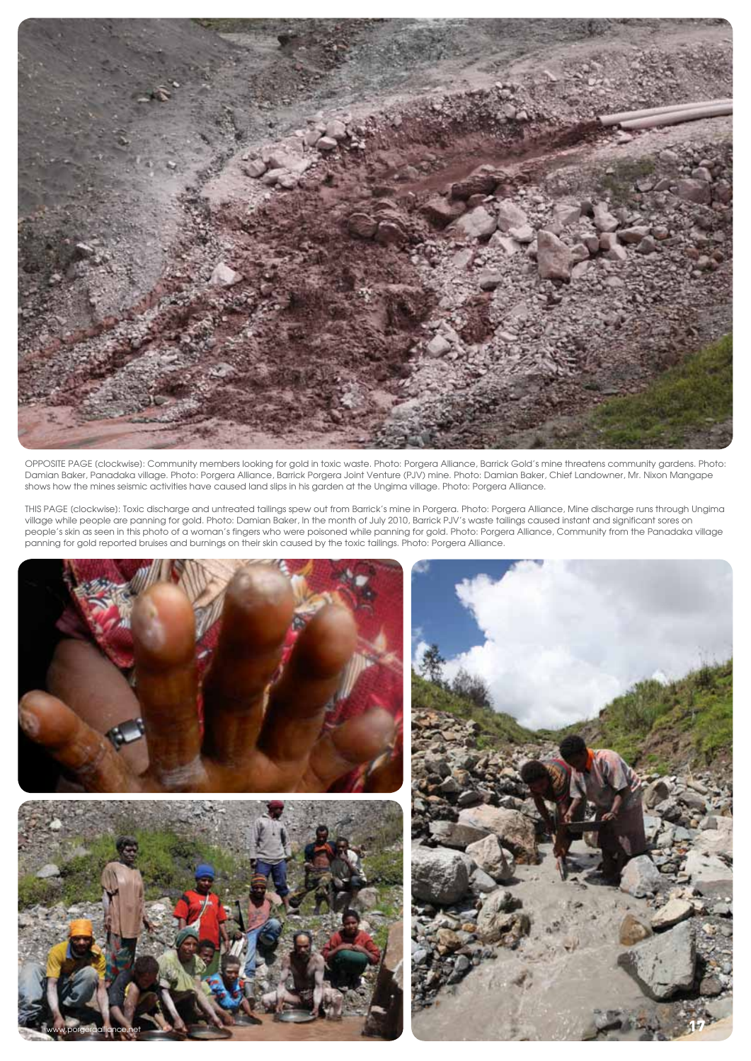OPPOSITE PAGE (clockwise): Community members looking for gold in toxic waste. Photo: Porgera Alliance, Barrick Gold's mine threatens community gardens. Photo: Damian Baker, Panadaka village. Photo: Porgera Alliance, Barrick Porgera Joint Venture (PJV) mine. Photo: Damian Baker, Chief Landowner, Mr. Nixon Mangape shows how the mines seismic activities have caused land slips in his garden at the Ungima village. Photo: Porgera Alliance.

THIS PAGE (clockwise): Toxic discharge and untreated tailings spew out from Barrick's mine in Porgera. Photo: Porgera Alliance, Mine discharge runs through Ungima village while people are panning for gold. Photo: Damian Baker, In the month of July 2010, Barrick PJV's waste tailings caused instant and significant sores on people's skin as seen in this photo of a woman's fingers who were poisoned while panning for gold. Photo: Porgera Alliance, Community from the Panadaka village panning for gold reported bruises and burnings on their skin caused by the toxic tailings. Photo: Porgera Alliance.

www.porgeraalliance.net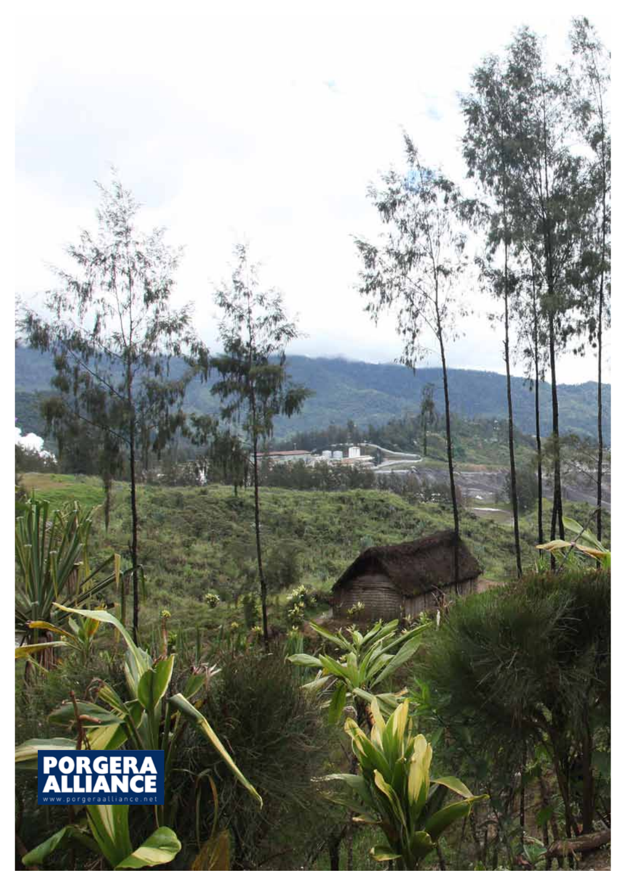PORGERA
ALLIANCE
www.porgeraalliance.net